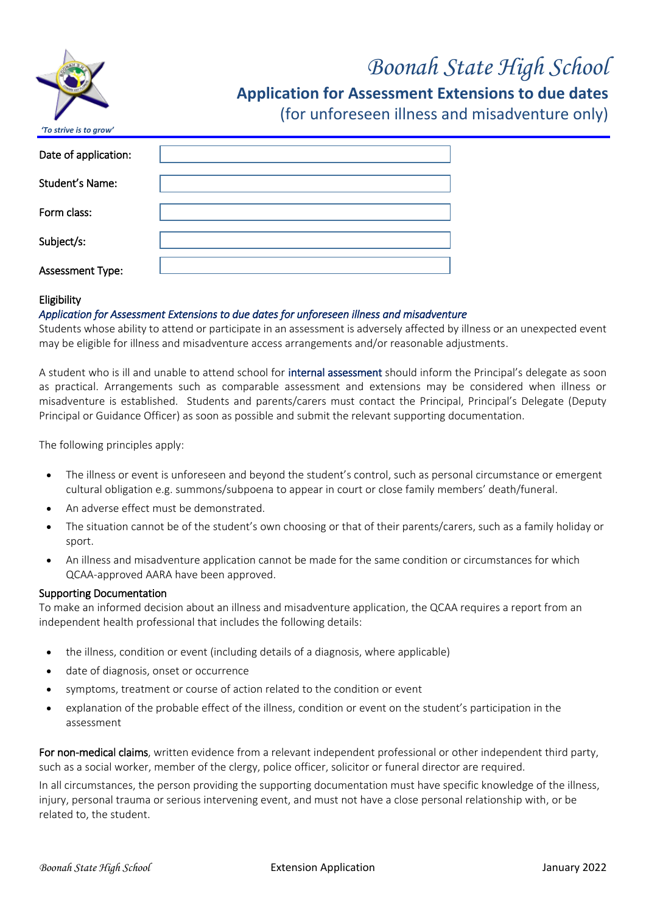*'To strive is to grow'*

# Boonah State High School

## Application for Assessment Extensions to due dates

(for unforeseen illness and misadventure only)

| | |
|---|---|
| Date of application: | |
| Student's Name: | |
| Form class: | |
| Subject/s: | |
| Assessment Type: | |

### Eligibility

*Application for Assessment Extensions to due dates for unforeseen illness and misadventure*

Students whose ability to attend or participate in an assessment is adversely affected by illness or an unexpected event may be eligible for illness and misadventure access arrangements and/or reasonable adjustments.

A student who is ill and unable to attend school for internal assessment should inform the Principal's delegate as soon as practical. Arrangements such as comparable assessment and extensions may be considered when illness or misadventure is established. Students and parents/carers must contact the Principal, Principal's Delegate (Deputy Principal or Guidance Officer) as soon as possible and submit the relevant supporting documentation.

The following principles apply:

- The illness or event is unforeseen and beyond the student's control, such as personal circumstance or emergent cultural obligation e.g. summons/subpoena to appear in court or close family members' death/funeral.
- An adverse effect must be demonstrated.
- The situation cannot be of the student's own choosing or that of their parents/carers, such as a family holiday or sport.
- An illness and misadventure application cannot be made for the same condition or circumstances for which QCAA-approved AARA have been approved.

### Supporting Documentation

To make an informed decision about an illness and misadventure application, the QCAA requires a report from an independent health professional that includes the following details:

- the illness, condition or event (including details of a diagnosis, where applicable)
- date of diagnosis, onset or occurrence
- symptoms, treatment or course of action related to the condition or event
- explanation of the probable effect of the illness, condition or event on the student's participation in the assessment

**For non-medical claims**, written evidence from a relevant independent professional or other independent third party, such as a social worker, member of the clergy, police officer, solicitor or funeral director are required.

In all circumstances, the person providing the supporting documentation must have specific knowledge of the illness, injury, personal trauma or serious intervening event, and must not have a close personal relationship with, or be related to, the student.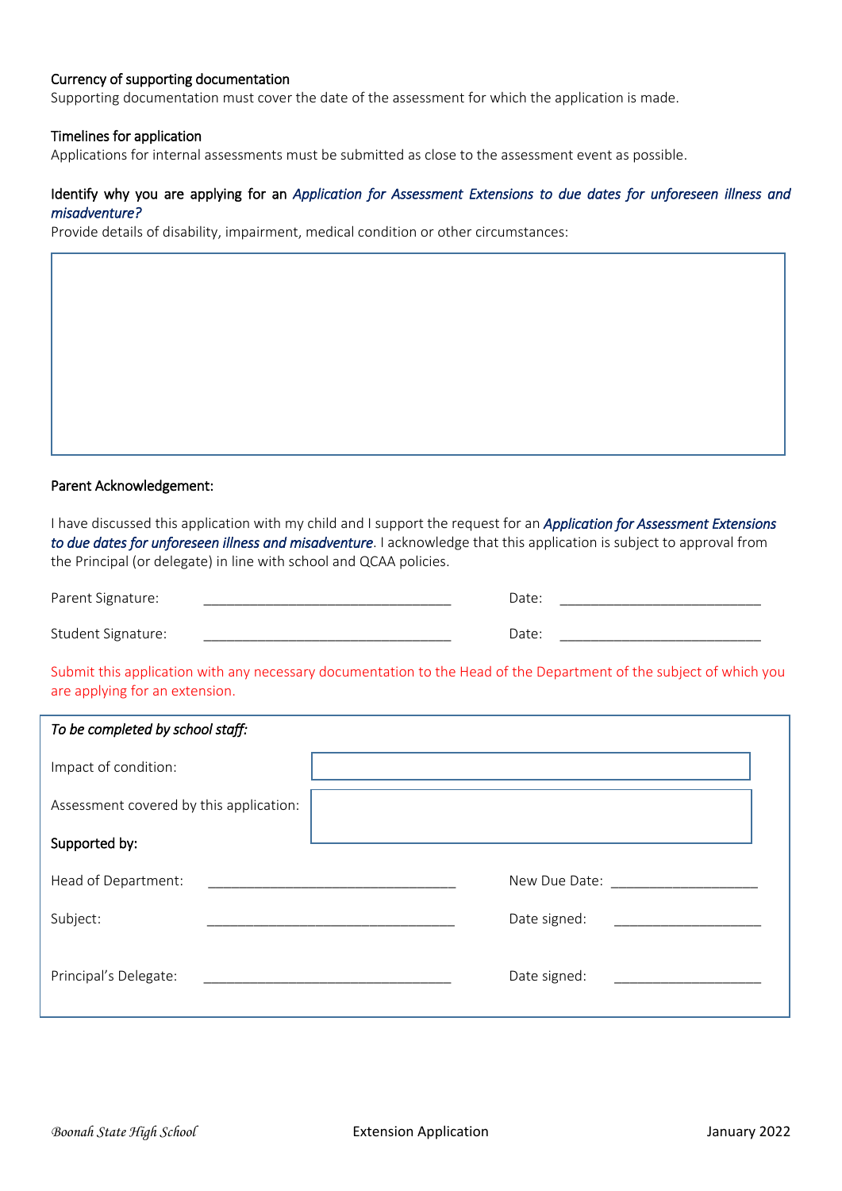**Currency of supporting documentation**

Supporting documentation must cover the date of the assessment for which the application is made.

**Timelines for application**

Applications for internal assessments must be submitted as close to the assessment event as possible.

**Identify why you are applying for an** ***Application for Assessment Extensions to due dates for unforeseen illness and misadventure?***

Provide details of disability, impairment, medical condition or other circumstances:

| |
|---|
| |

**Parent Acknowledgement:**

I have discussed this application with my child and I support the request for an ***Application for Assessment Extensions to due dates for unforeseen illness and misadventure***. I acknowledge that this application is subject to approval from the Principal (or delegate) in line with school and QCAA policies.

Parent Signature: ______________________________ Date: ________________________

Student Signature: ______________________________ Date: ________________________

Submit this application with any necessary documentation to the Head of the Department of the subject of which you are applying for an extension.

*To be completed by school staff:*

| | |
|---|---|
| Impact of condition: | |
| Assessment covered by this application: | |

**Supported by:**

Head of Department: ______________________________ New Due Date: __________________

Subject: ______________________________ Date signed: __________________

Principal's Delegate: ______________________________ Date signed: __________________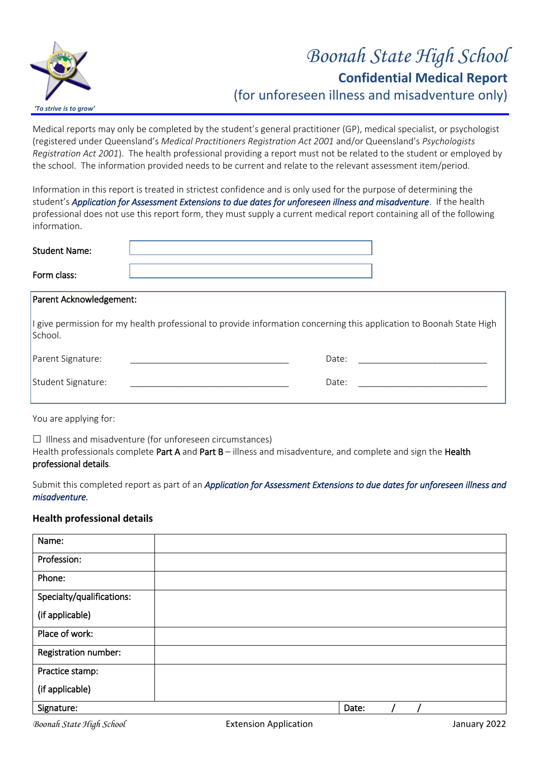# Boonah State High School

## Confidential Medical Report

(for unforeseen illness and misadventure only)

*'To strive is to grow'*

Medical reports may only be completed by the student's general practitioner (GP), medical specialist, or psychologist (registered under Queensland's *Medical Practitioners Registration Act 2001* and/or Queensland's *Psychologists Registration Act 2001*). The health professional providing a report must not be related to the student or employed by the school. The information provided needs to be current and relate to the relevant assessment item/period.

Information in this report is treated in strictest confidence and is only used for the purpose of determining the student's ***Application for Assessment Extensions to due dates for unforeseen illness and misadventure***. If the health professional does not use this report form, they must supply a current medical report containing all of the following information.

Student Name: ______________________

Form class: ______________________

**Parent Acknowledgement:**

I give permission for my health professional to provide information concerning this application to Boonah State High School.

Parent Signature: ______________________ Date: ______________________

Student Signature: ______________________ Date: ______________________

You are applying for:

☐ Illness and misadventure (for unforeseen circumstances)
Health professionals complete **Part A** and **Part B** – illness and misadventure, and complete and sign the **Health professional details**.

Submit this completed report as part of an ***Application for Assessment Extensions to due dates for unforeseen illness and misadventure.***

### Health professional details

| | |
|---|---|
| Name: | |
| Profession: | |
| Phone: | |
| Specialty/qualifications: (if applicable) | |
| Place of work: | |
| Registration number: | |
| Practice stamp: (if applicable) | |
| Signature: | Date: / / |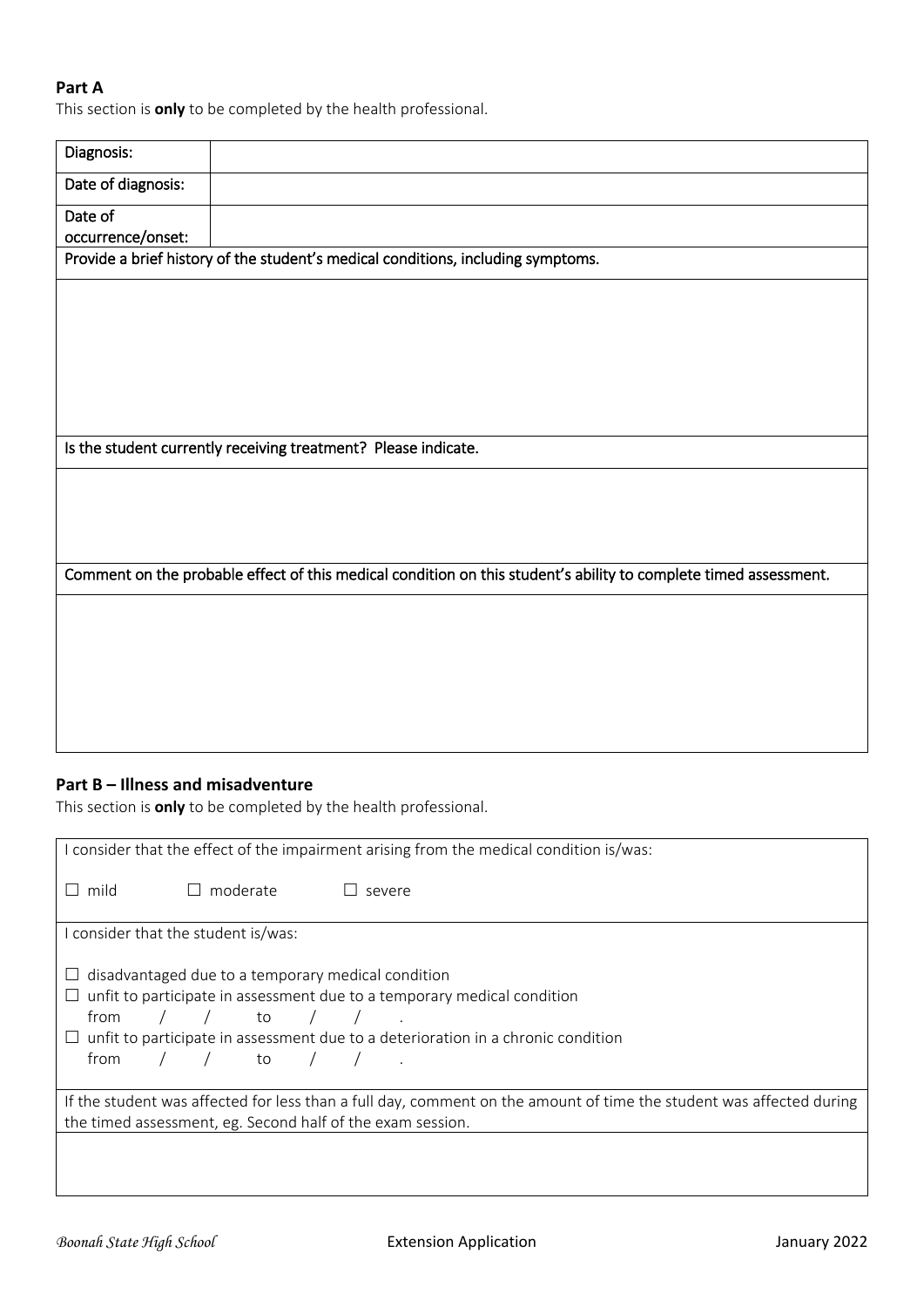**Part A**

This section is **only** to be completed by the health professional.

| | |
|---|---|
| Diagnosis: | |
| Date of diagnosis: | |
| Date of occurrence/onset: | |

Provide a brief history of the student's medical conditions, including symptoms.

Is the student currently receiving treatment? Please indicate.

Comment on the probable effect of this medical condition on this student's ability to complete timed assessment.

**Part B – Illness and misadventure**

This section is **only** to be completed by the health professional.

I consider that the effect of the impairment arising from the medical condition is/was:

☐ mild ☐ moderate ☐ severe

I consider that the student is/was:

☐ disadvantaged due to a temporary medical condition

☐ unfit to participate in assessment due to a temporary medical condition
from / / to / / .

☐ unfit to participate in assessment due to a deterioration in a chronic condition
from / / to / / .

If the student was affected for less than a full day, comment on the amount of time the student was affected during the timed assessment, eg. Second half of the exam session.